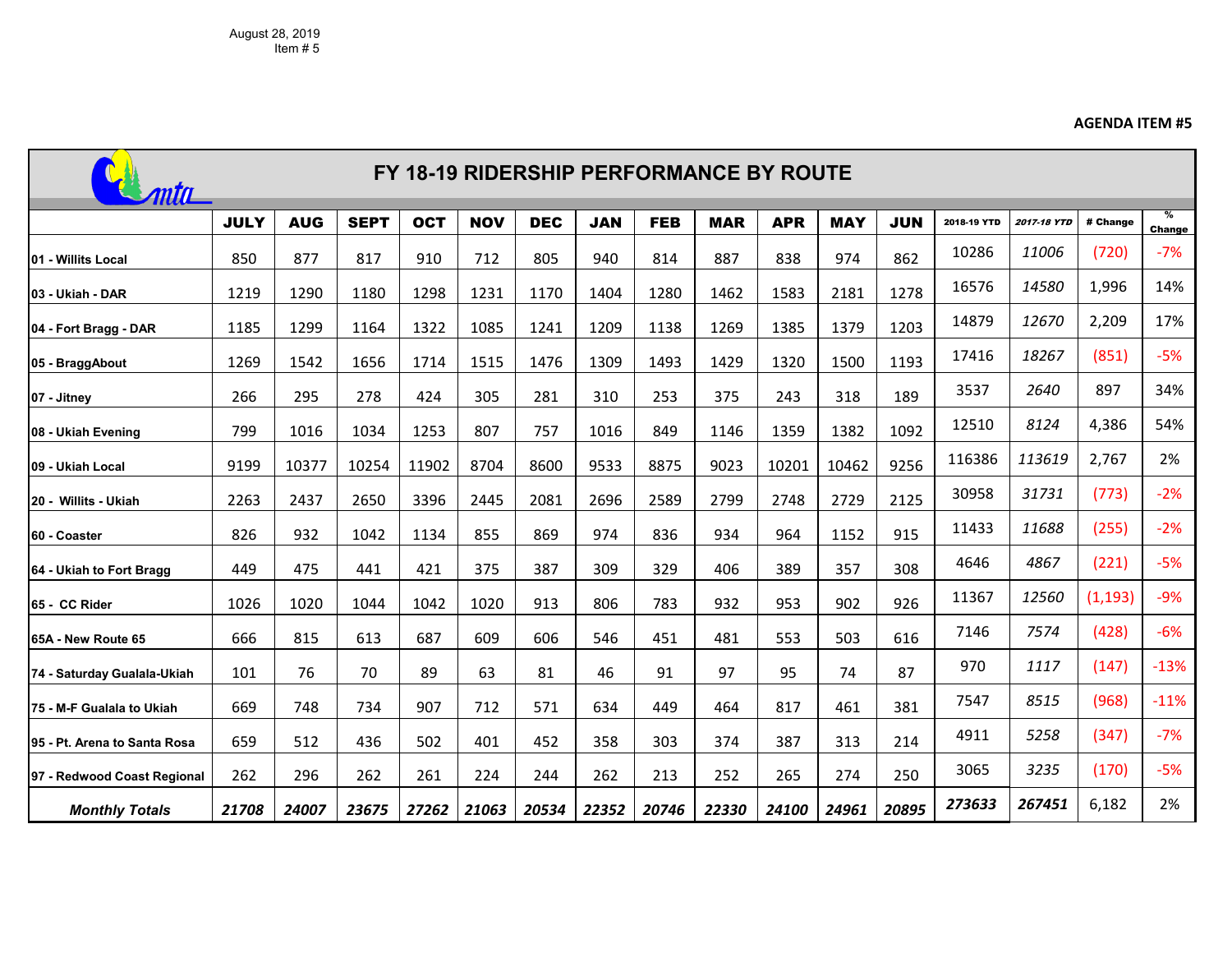August 28, 2019
Item # 5

**AGENDA ITEM #5**

# FY 18-19 RIDERSHIP PERFORMANCE BY ROUTE

| | JULY | AUG | SEPT | OCT | NOV | DEC | JAN | FEB | MAR | APR | MAY | JUN | 2018-19 YTD | *2017-18 YTD* | # Change | % Change |
|---|---|---|---|---|---|---|---|---|---|---|---|---|---|---|---|---|
| 01 - Willits Local | 850 | 877 | 817 | 910 | 712 | 805 | 940 | 814 | 887 | 838 | 974 | 862 | 10286 | *11006* | (720) | -7% |
| 03 - Ukiah - DAR | 1219 | 1290 | 1180 | 1298 | 1231 | 1170 | 1404 | 1280 | 1462 | 1583 | 2181 | 1278 | 16576 | *14580* | 1,996 | 14% |
| 04 - Fort Bragg - DAR | 1185 | 1299 | 1164 | 1322 | 1085 | 1241 | 1209 | 1138 | 1269 | 1385 | 1379 | 1203 | 14879 | *12670* | 2,209 | 17% |
| 05 - BraggAbout | 1269 | 1542 | 1656 | 1714 | 1515 | 1476 | 1309 | 1493 | 1429 | 1320 | 1500 | 1193 | 17416 | *18267* | (851) | -5% |
| 07 - Jitney | 266 | 295 | 278 | 424 | 305 | 281 | 310 | 253 | 375 | 243 | 318 | 189 | 3537 | *2640* | 897 | 34% |
| 08 - Ukiah Evening | 799 | 1016 | 1034 | 1253 | 807 | 757 | 1016 | 849 | 1146 | 1359 | 1382 | 1092 | 12510 | *8124* | 4,386 | 54% |
| 09 - Ukiah Local | 9199 | 10377 | 10254 | 11902 | 8704 | 8600 | 9533 | 8875 | 9023 | 10201 | 10462 | 9256 | 116386 | *113619* | 2,767 | 2% |
| 20 - Willits - Ukiah | 2263 | 2437 | 2650 | 3396 | 2445 | 2081 | 2696 | 2589 | 2799 | 2748 | 2729 | 2125 | 30958 | *31731* | (773) | -2% |
| 60 - Coaster | 826 | 932 | 1042 | 1134 | 855 | 869 | 974 | 836 | 934 | 964 | 1152 | 915 | 11433 | *11688* | (255) | -2% |
| 64 - Ukiah to Fort Bragg | 449 | 475 | 441 | 421 | 375 | 387 | 309 | 329 | 406 | 389 | 357 | 308 | 4646 | *4867* | (221) | -5% |
| 65 - CC Rider | 1026 | 1020 | 1044 | 1042 | 1020 | 913 | 806 | 783 | 932 | 953 | 902 | 926 | 11367 | *12560* | (1,193) | -9% |
| 65A - New Route 65 | 666 | 815 | 613 | 687 | 609 | 606 | 546 | 451 | 481 | 553 | 503 | 616 | 7146 | *7574* | (428) | -6% |
| 74 - Saturday Gualala-Ukiah | 101 | 76 | 70 | 89 | 63 | 81 | 46 | 91 | 97 | 95 | 74 | 87 | 970 | *1117* | (147) | -13% |
| 75 - M-F Gualala to Ukiah | 669 | 748 | 734 | 907 | 712 | 571 | 634 | 449 | 464 | 817 | 461 | 381 | 7547 | *8515* | (968) | -11% |
| 95 - Pt. Arena to Santa Rosa | 659 | 512 | 436 | 502 | 401 | 452 | 358 | 303 | 374 | 387 | 313 | 214 | 4911 | *5258* | (347) | -7% |
| 97 - Redwood Coast Regional | 262 | 296 | 262 | 261 | 224 | 244 | 262 | 213 | 252 | 265 | 274 | 250 | 3065 | *3235* | (170) | -5% |
| ***Monthly Totals*** | ***21708*** | ***24007*** | ***23675*** | ***27262*** | ***21063*** | ***20534*** | ***22352*** | ***20746*** | ***22330*** | ***24100*** | ***24961*** | ***20895*** | ***273633*** | ***267451*** | 6,182 | 2% |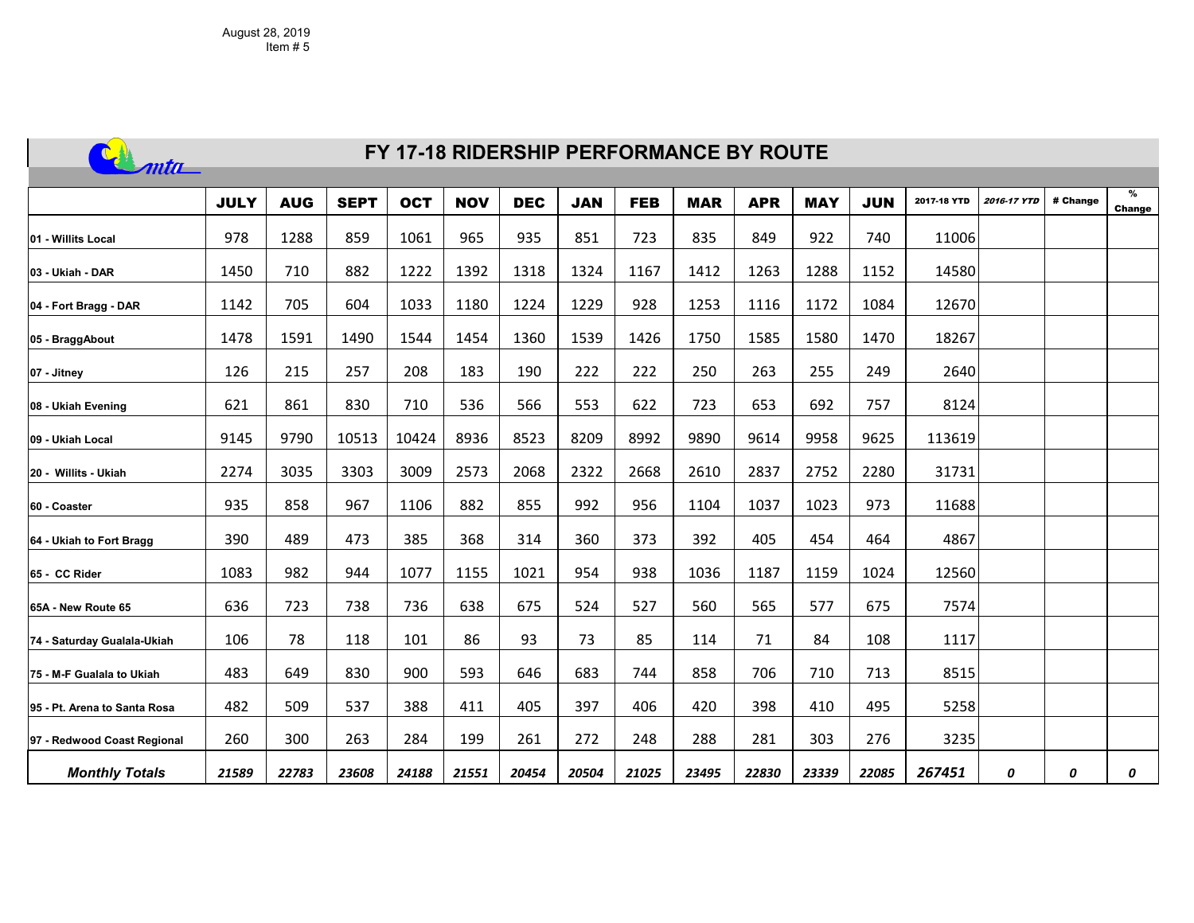August 28, 2019
Item # 5

# FY 17-18 RIDERSHIP PERFORMANCE BY ROUTE

| | JULY | AUG | SEPT | OCT | NOV | DEC | JAN | FEB | MAR | APR | MAY | JUN | 2017-18 YTD | *2016-17 YTD* | # Change | % Change |
|---|---|---|---|---|---|---|---|---|---|---|---|---|---|---|---|---|
| 01 - Willits Local | 978 | 1288 | 859 | 1061 | 965 | 935 | 851 | 723 | 835 | 849 | 922 | 740 | 11006 | | | |
| 03 - Ukiah - DAR | 1450 | 710 | 882 | 1222 | 1392 | 1318 | 1324 | 1167 | 1412 | 1263 | 1288 | 1152 | 14580 | | | |
| 04 - Fort Bragg - DAR | 1142 | 705 | 604 | 1033 | 1180 | 1224 | 1229 | 928 | 1253 | 1116 | 1172 | 1084 | 12670 | | | |
| 05 - BraggAbout | 1478 | 1591 | 1490 | 1544 | 1454 | 1360 | 1539 | 1426 | 1750 | 1585 | 1580 | 1470 | 18267 | | | |
| 07 - Jitney | 126 | 215 | 257 | 208 | 183 | 190 | 222 | 222 | 250 | 263 | 255 | 249 | 2640 | | | |
| 08 - Ukiah Evening | 621 | 861 | 830 | 710 | 536 | 566 | 553 | 622 | 723 | 653 | 692 | 757 | 8124 | | | |
| 09 - Ukiah Local | 9145 | 9790 | 10513 | 10424 | 8936 | 8523 | 8209 | 8992 | 9890 | 9614 | 9958 | 9625 | 113619 | | | |
| 20 - Willits - Ukiah | 2274 | 3035 | 3303 | 3009 | 2573 | 2068 | 2322 | 2668 | 2610 | 2837 | 2752 | 2280 | 31731 | | | |
| 60 - Coaster | 935 | 858 | 967 | 1106 | 882 | 855 | 992 | 956 | 1104 | 1037 | 1023 | 973 | 11688 | | | |
| 64 - Ukiah to Fort Bragg | 390 | 489 | 473 | 385 | 368 | 314 | 360 | 373 | 392 | 405 | 454 | 464 | 4867 | | | |
| 65 - CC Rider | 1083 | 982 | 944 | 1077 | 1155 | 1021 | 954 | 938 | 1036 | 1187 | 1159 | 1024 | 12560 | | | |
| 65A - New Route 65 | 636 | 723 | 738 | 736 | 638 | 675 | 524 | 527 | 560 | 565 | 577 | 675 | 7574 | | | |
| 74 - Saturday Gualala-Ukiah | 106 | 78 | 118 | 101 | 86 | 93 | 73 | 85 | 114 | 71 | 84 | 108 | 1117 | | | |
| 75 - M-F Gualala to Ukiah | 483 | 649 | 830 | 900 | 593 | 646 | 683 | 744 | 858 | 706 | 710 | 713 | 8515 | | | |
| 95 - Pt. Arena to Santa Rosa | 482 | 509 | 537 | 388 | 411 | 405 | 397 | 406 | 420 | 398 | 410 | 495 | 5258 | | | |
| 97 - Redwood Coast Regional | 260 | 300 | 263 | 284 | 199 | 261 | 272 | 248 | 288 | 281 | 303 | 276 | 3235 | | | |
| ***Monthly Totals*** | *21589* | *22783* | *23608* | *24188* | *21551* | *20454* | *20504* | *21025* | *23495* | *22830* | *23339* | *22085* | *267451* | *0* | *0* | *0* |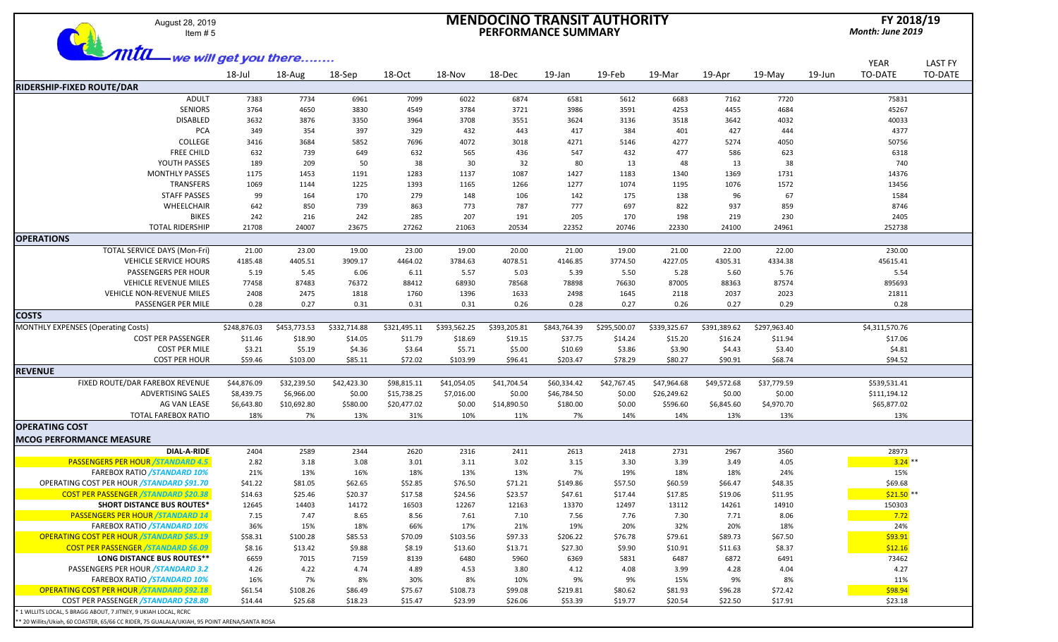August 28, 2019
Item # 5

# MENDOCINO TRANSIT AUTHORITY
## PERFORMANCE SUMMARY

**FY 2018/19**
*Month: June 2019*

mta — we will get you there........

| | 18-Jul | 18-Aug | 18-Sep | 18-Oct | 18-Nov | 18-Dec | 19-Jan | 19-Feb | 19-Mar | 19-Apr | 19-May | 19-Jun | YEAR TO-DATE | LAST FY TO-DATE |
|---|---|---|---|---|---|---|---|---|---|---|---|---|---|---|
| **RIDERSHIP-FIXED ROUTE/DAR** | | | | | | | | | | | | | | |
| ADULT | 7383 | 7734 | 6961 | 7099 | 6022 | 6874 | 6581 | 5612 | 6683 | 7162 | 7720 | | 75831 | |
| SENIORS | 3764 | 4650 | 3830 | 4549 | 3784 | 3721 | 3986 | 3591 | 4253 | 4455 | 4684 | | 45267 | |
| DISABLED | 3632 | 3876 | 3350 | 3964 | 3708 | 3551 | 3624 | 3136 | 3518 | 3642 | 4032 | | 40033 | |
| PCA | 349 | 354 | 397 | 329 | 432 | 443 | 417 | 384 | 401 | 427 | 444 | | 4377 | |
| COLLEGE | 3416 | 3684 | 5852 | 7696 | 4072 | 3018 | 4271 | 5146 | 4277 | 5274 | 4050 | | 50756 | |
| FREE CHILD | 632 | 739 | 649 | 632 | 565 | 436 | 547 | 432 | 477 | 586 | 623 | | 6318 | |
| YOUTH PASSES | 189 | 209 | 50 | 38 | 30 | 32 | 80 | 13 | 48 | 13 | 38 | | 740 | |
| MONTHLY PASSES | 1175 | 1453 | 1191 | 1283 | 1137 | 1087 | 1427 | 1183 | 1340 | 1369 | 1731 | | 14376 | |
| TRANSFERS | 1069 | 1144 | 1225 | 1393 | 1165 | 1266 | 1277 | 1074 | 1195 | 1076 | 1572 | | 13456 | |
| STAFF PASSES | 99 | 164 | 170 | 279 | 148 | 106 | 142 | 175 | 138 | 96 | 67 | | 1584 | |
| WHEELCHAIR | 642 | 850 | 739 | 863 | 773 | 787 | 777 | 697 | 822 | 937 | 859 | | 8746 | |
| BIKES | 242 | 216 | 242 | 285 | 207 | 191 | 205 | 170 | 198 | 219 | 230 | | 2405 | |
| TOTAL RIDERSHIP | 21708 | 24007 | 23675 | 27262 | 21063 | 20534 | 22352 | 20746 | 22330 | 24100 | 24961 | | 252738 | |
| **OPERATIONS** | | | | | | | | | | | | | | |
| TOTAL SERVICE DAYS (Mon-Fri) | 21.00 | 23.00 | 19.00 | 23.00 | 19.00 | 20.00 | 21.00 | 19.00 | 21.00 | 22.00 | 22.00 | | 230.00 | |
| VEHICLE SERVICE HOURS | 4185.48 | 4405.51 | 3909.17 | 4464.02 | 3784.63 | 4078.51 | 4146.85 | 3774.50 | 4227.05 | 4305.31 | 4334.38 | | 45615.41 | |
| PASSENGERS PER HOUR | 5.19 | 5.45 | 6.06 | 6.11 | 5.57 | 5.03 | 5.39 | 5.50 | 5.28 | 5.60 | 5.76 | | 5.54 | |
| VEHICLE REVENUE MILES | 77458 | 87483 | 76372 | 88412 | 68930 | 78568 | 78898 | 76630 | 87005 | 88363 | 87574 | | 895693 | |
| VEHICLE NON-REVENUE MILES | 2408 | 2475 | 1818 | 1760 | 1396 | 1633 | 2498 | 1645 | 2118 | 2037 | 2023 | | 21811 | |
| PASSENGER PER MILE | 0.28 | 0.27 | 0.31 | 0.31 | 0.31 | 0.26 | 0.28 | 0.27 | 0.26 | 0.27 | 0.29 | | 0.28 | |
| **COSTS** | | | | | | | | | | | | | | |
| MONTHLY EXPENSES (Operating Costs) | $248,876.03 | $453,773.53 | $332,714.88 | $321,495.11 | $393,562.25 | $393,205.81 | $843,764.39 | $295,500.07 | $339,325.67 | $391,389.62 | $297,963.40 | | $4,311,570.76 | |
| COST PER PASSENGER | $11.46 | $18.90 | $14.05 | $11.79 | $18.69 | $19.15 | $37.75 | $14.24 | $15.20 | $16.24 | $11.94 | | $17.06 | |
| COST PER MILE | $3.21 | $5.19 | $4.36 | $3.64 | $5.71 | $5.00 | $10.69 | $3.86 | $3.90 | $4.43 | $3.40 | | $4.81 | |
| COST PER HOUR | $59.46 | $103.00 | $85.11 | $72.02 | $103.99 | $96.41 | $203.47 | $78.29 | $80.27 | $90.91 | $68.74 | | $94.52 | |
| **REVENUE** | | | | | | | | | | | | | | |
| FIXED ROUTE/DAR FAREBOX REVENUE | $44,876.09 | $32,239.50 | $42,423.30 | $98,815.11 | $41,054.05 | $41,704.54 | $60,334.42 | $42,767.45 | $47,964.68 | $49,572.68 | $37,779.59 | | $539,531.41 | |
| ADVERTISING SALES | $8,439.75 | $6,966.00 | $0.00 | $15,738.25 | $7,016.00 | $0.00 | $46,784.50 | $0.00 | $26,249.62 | $0.00 | $0.00 | | $111,194.12 | |
| AG VAN LEASE | $6,643.80 | $10,692.80 | $580.00 | $20,477.02 | $0.00 | $14,890.50 | $180.00 | $0.00 | $596.60 | $6,845.60 | $4,970.70 | | $65,877.02 | |
| TOTAL FAREBOX RATIO | 18% | 7% | 13% | 31% | 10% | 11% | 7% | 14% | 14% | 13% | 13% | | 13% | |
| **OPERATING COST** | | | | | | | | | | | | | | |
| **MCOG PERFORMANCE MEASURE** | | | | | | | | | | | | | | |
| **DIAL-A-RIDE** | 2404 | 2589 | 2344 | 2620 | 2316 | 2411 | 2613 | 2418 | 2731 | 2967 | 3560 | | 28973 | |
| PASSENGERS PER HOUR /STANDARD 4.5 | 2.82 | 3.18 | 3.08 | 3.01 | 3.11 | 3.02 | 3.15 | 3.30 | 3.39 | 3.49 | 4.05 | | 3.24 ** | |
| FAREBOX RATIO /STANDARD 10% | 21% | 13% | 16% | 18% | 13% | 13% | 7% | 19% | 18% | 18% | 24% | | 15% | |
| OPERATING COST PER HOUR /STANDARD $91.70 | $41.22 | $81.05 | $62.65 | $52.85 | $76.50 | $71.21 | $149.86 | $57.50 | $60.59 | $66.47 | $48.35 | | $69.68 | |
| COST PER PASSENGER /STANDARD $20.38 | $14.63 | $25.46 | $20.37 | $17.58 | $24.56 | $23.57 | $47.61 | $17.44 | $17.85 | $19.06 | $11.95 | | $21.50 ** | |
| **SHORT DISTANCE BUS ROUTES*** | 12645 | 14403 | 14172 | 16503 | 12267 | 12163 | 13370 | 12497 | 13112 | 14261 | 14910 | | 150303 | |
| PASSENGERS PER HOUR /STANDARD 14 | 7.15 | 7.47 | 8.65 | 8.56 | 7.61 | 7.10 | 7.56 | 7.76 | 7.30 | 7.71 | 8.06 | | 7.72 | |
| FAREBOX RATIO /STANDARD 10% | 36% | 15% | 18% | 66% | 17% | 21% | 19% | 20% | 32% | 20% | 18% | | 24% | |
| OPERATING COST PER HOUR /STANDARD $85.19 | $58.31 | $100.28 | $85.53 | $70.09 | $103.56 | $97.33 | $206.22 | $76.78 | $79.61 | $89.73 | $67.50 | | $93.91 | |
| COST PER PASSENGER /STANDARD $6.09 | $8.16 | $13.42 | $9.88 | $8.19 | $13.60 | $13.71 | $27.30 | $9.90 | $10.91 | $11.63 | $8.37 | | $12.16 | |
| **LONG DISTANCE BUS ROUTES**** | 6659 | 7015 | 7159 | 8139 | 6480 | 5960 | 6369 | 5831 | 6487 | 6872 | 6491 | | 73462 | |
| PASSENGERS PER HOUR /STANDARD 3.2 | 4.26 | 4.22 | 4.74 | 4.89 | 4.53 | 3.80 | 4.12 | 4.08 | 3.99 | 4.28 | 4.04 | | 4.27 | |
| FAREBOX RATIO /STANDARD 10% | 16% | 7% | 8% | 30% | 8% | 10% | 9% | 9% | 15% | 9% | 8% | | 11% | |
| OPERATING COST PER HOUR /STANDARD $92.18 | $61.54 | $108.26 | $86.49 | $75.67 | $108.73 | $99.08 | $219.81 | $80.62 | $81.93 | $96.28 | $72.42 | | $98.94 | |
| COST PER PASSENGER /STANDARD $28.80 | $14.44 | $25.68 | $18.23 | $15.47 | $23.99 | $26.06 | $53.39 | $19.77 | $20.54 | $22.50 | $17.91 | | $23.18 | |

* 1 WILLITS LOCAL, 5 BRAGG ABOUT, 7 JITNEY, 9 UKIAH LOCAL, RCRC

** 20 Willits/Ukiah, 60 COASTER, 65/66 CC RIDER, 75 GUALALA/UKIAH, 95 POINT ARENA/SANTA ROSA